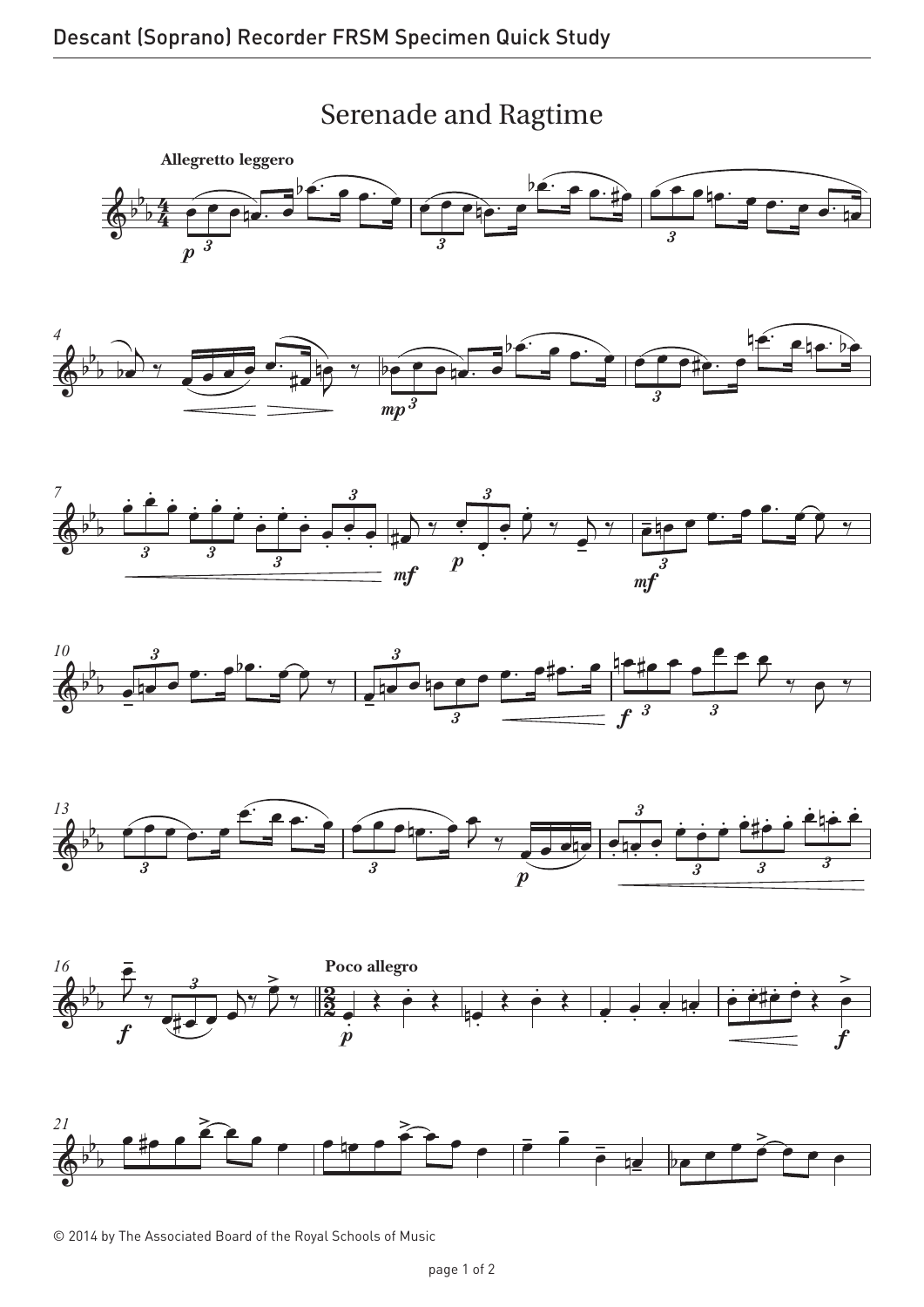# Serenade and Ragtime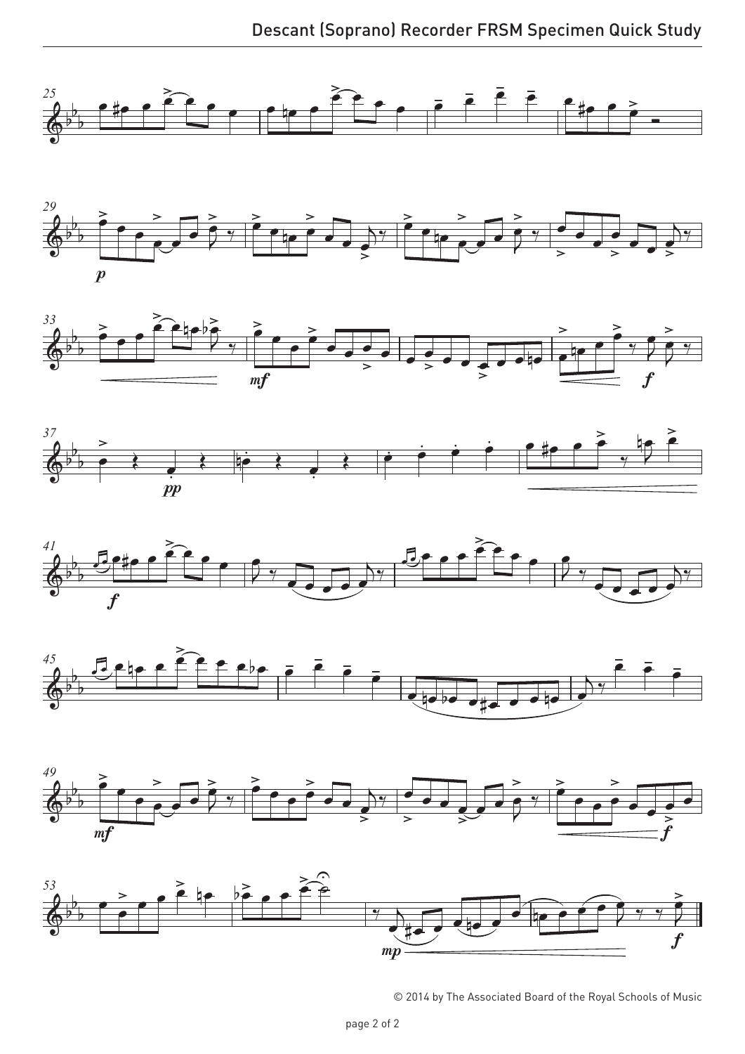© 2014 by The Associated Board of the Royal Schools of Music